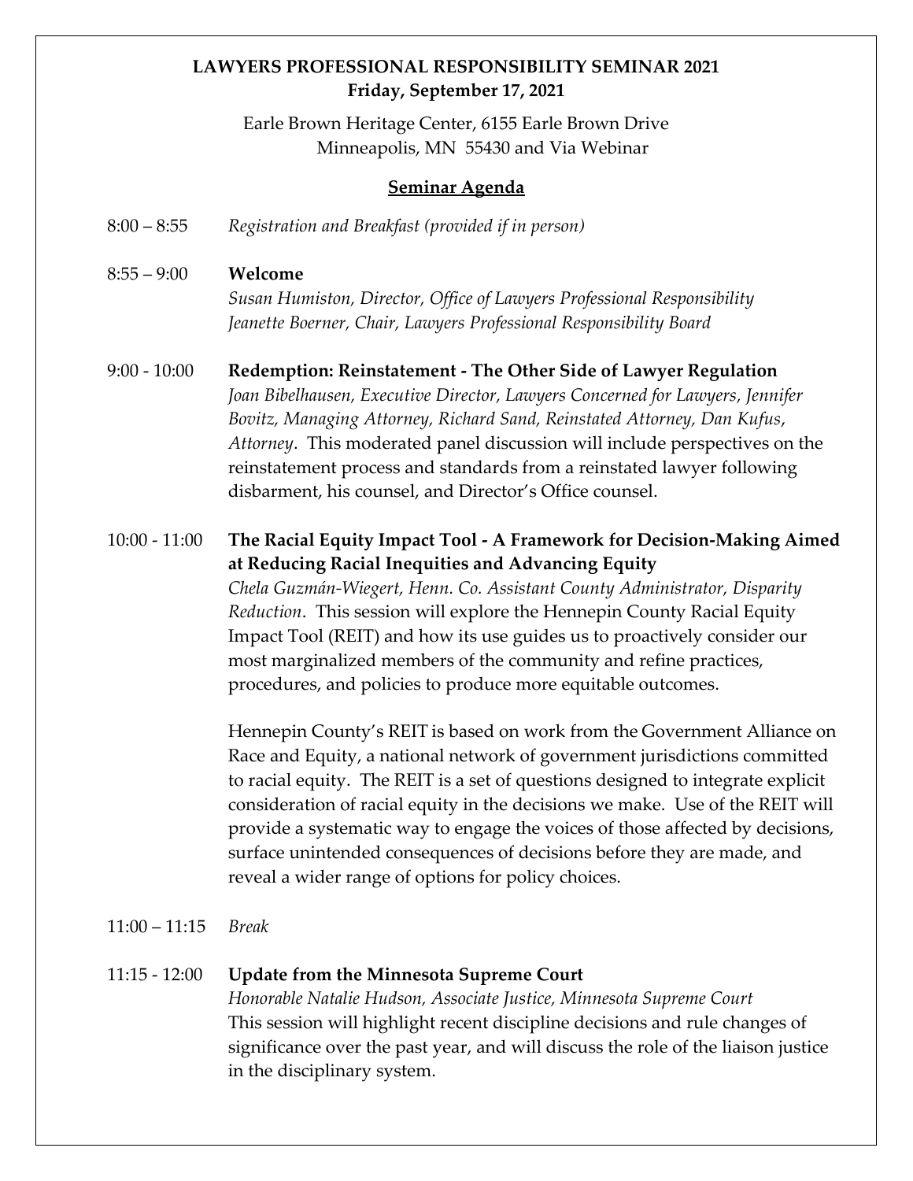**LAWYERS PROFESSIONAL RESPONSIBILITY SEMINAR 2021**
**Friday, September 17, 2021**

Earle Brown Heritage Center, 6155 Earle Brown Drive
Minneapolis, MN 55430 and Via Webinar

## Seminar Agenda

8:00 – 8:55 *Registration and Breakfast (provided if in person)*

8:55 – 9:00 **Welcome**
*Susan Humiston, Director, Office of Lawyers Professional Responsibility*
*Jeanette Boerner, Chair, Lawyers Professional Responsibility Board*

9:00 - 10:00 **Redemption: Reinstatement - The Other Side of Lawyer Regulation**
*Joan Bibelhausen, Executive Director, Lawyers Concerned for Lawyers, Jennifer Bovitz, Managing Attorney, Richard Sand, Reinstated Attorney, Dan Kufus, Attorney*. This moderated panel discussion will include perspectives on the reinstatement process and standards from a reinstated lawyer following disbarment, his counsel, and Director's Office counsel.

10:00 - 11:00 **The Racial Equity Impact Tool - A Framework for Decision-Making Aimed at Reducing Racial Inequities and Advancing Equity**
*Chela Guzmán-Wiegert, Henn. Co. Assistant County Administrator, Disparity Reduction*. This session will explore the Hennepin County Racial Equity Impact Tool (REIT) and how its use guides us to proactively consider our most marginalized members of the community and refine practices, procedures, and policies to produce more equitable outcomes.

Hennepin County's REIT is based on work from the Government Alliance on Race and Equity, a national network of government jurisdictions committed to racial equity. The REIT is a set of questions designed to integrate explicit consideration of racial equity in the decisions we make. Use of the REIT will provide a systematic way to engage the voices of those affected by decisions, surface unintended consequences of decisions before they are made, and reveal a wider range of options for policy choices.

11:00 – 11:15 *Break*

11:15 - 12:00 **Update from the Minnesota Supreme Court**
*Honorable Natalie Hudson, Associate Justice, Minnesota Supreme Court*
This session will highlight recent discipline decisions and rule changes of significance over the past year, and will discuss the role of the liaison justice in the disciplinary system.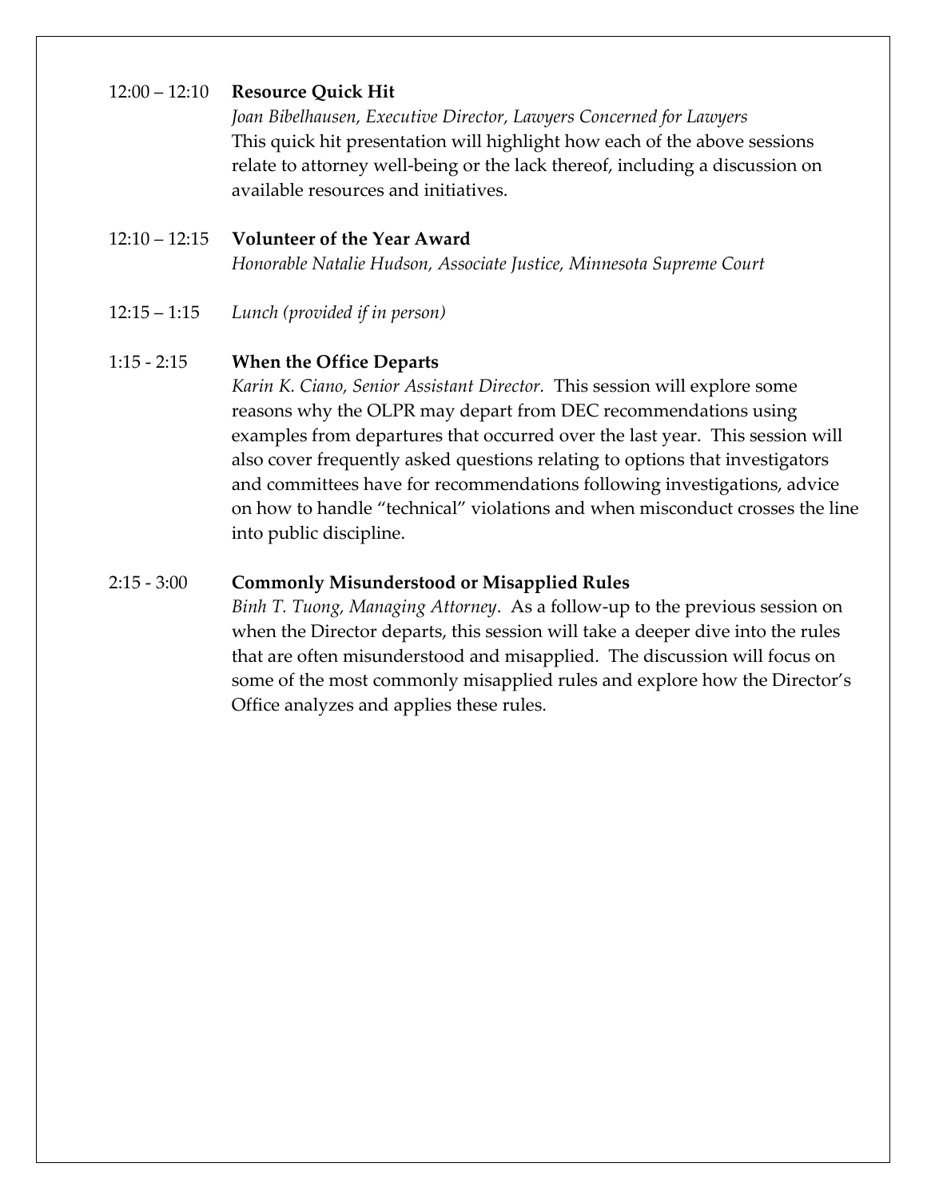12:00 – 12:10 **Resource Quick Hit**
*Joan Bibelhausen, Executive Director, Lawyers Concerned for Lawyers*
This quick hit presentation will highlight how each of the above sessions relate to attorney well-being or the lack thereof, including a discussion on available resources and initiatives.

12:10 – 12:15 **Volunteer of the Year Award**
*Honorable Natalie Hudson, Associate Justice, Minnesota Supreme Court*

12:15 – 1:15 *Lunch (provided if in person)*

1:15 - 2:15 **When the Office Departs**
*Karin K. Ciano, Senior Assistant Director.* This session will explore some reasons why the OLPR may depart from DEC recommendations using examples from departures that occurred over the last year. This session will also cover frequently asked questions relating to options that investigators and committees have for recommendations following investigations, advice on how to handle "technical" violations and when misconduct crosses the line into public discipline.

2:15 - 3:00 **Commonly Misunderstood or Misapplied Rules**
*Binh T. Tuong, Managing Attorney*. As a follow-up to the previous session on when the Director departs, this session will take a deeper dive into the rules that are often misunderstood and misapplied. The discussion will focus on some of the most commonly misapplied rules and explore how the Director's Office analyzes and applies these rules.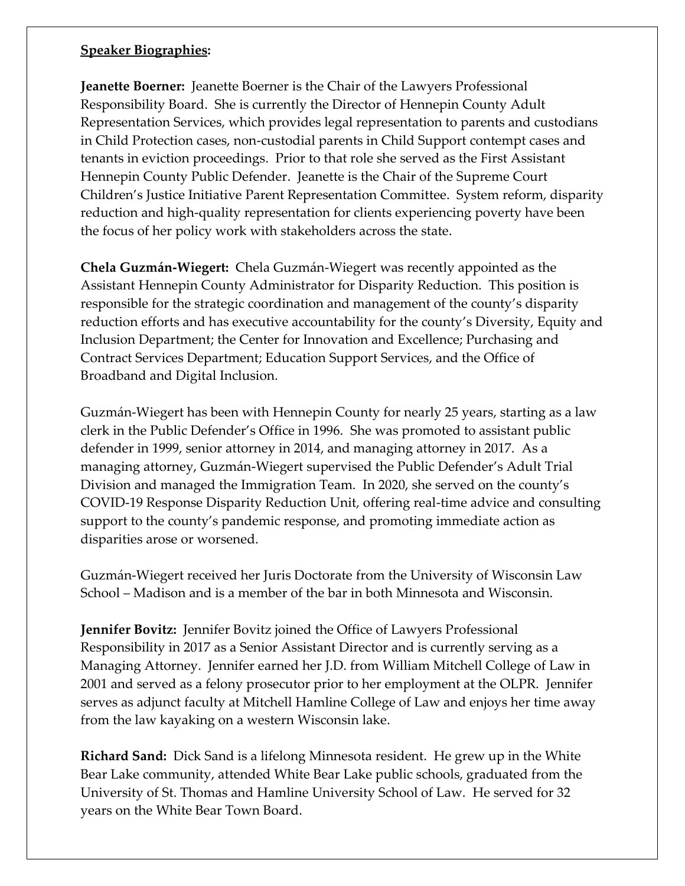**<u>Speaker Biographies</u>:**

**Jeanette Boerner:** Jeanette Boerner is the Chair of the Lawyers Professional Responsibility Board. She is currently the Director of Hennepin County Adult Representation Services, which provides legal representation to parents and custodians in Child Protection cases, non-custodial parents in Child Support contempt cases and tenants in eviction proceedings. Prior to that role she served as the First Assistant Hennepin County Public Defender. Jeanette is the Chair of the Supreme Court Children's Justice Initiative Parent Representation Committee. System reform, disparity reduction and high-quality representation for clients experiencing poverty have been the focus of her policy work with stakeholders across the state.

**Chela Guzmán-Wiegert:** Chela Guzmán-Wiegert was recently appointed as the Assistant Hennepin County Administrator for Disparity Reduction. This position is responsible for the strategic coordination and management of the county's disparity reduction efforts and has executive accountability for the county's Diversity, Equity and Inclusion Department; the Center for Innovation and Excellence; Purchasing and Contract Services Department; Education Support Services, and the Office of Broadband and Digital Inclusion.

Guzmán-Wiegert has been with Hennepin County for nearly 25 years, starting as a law clerk in the Public Defender's Office in 1996. She was promoted to assistant public defender in 1999, senior attorney in 2014, and managing attorney in 2017. As a managing attorney, Guzmán-Wiegert supervised the Public Defender's Adult Trial Division and managed the Immigration Team. In 2020, she served on the county's COVID-19 Response Disparity Reduction Unit, offering real-time advice and consulting support to the county's pandemic response, and promoting immediate action as disparities arose or worsened.

Guzmán-Wiegert received her Juris Doctorate from the University of Wisconsin Law School – Madison and is a member of the bar in both Minnesota and Wisconsin.

**Jennifer Bovitz:** Jennifer Bovitz joined the Office of Lawyers Professional Responsibility in 2017 as a Senior Assistant Director and is currently serving as a Managing Attorney. Jennifer earned her J.D. from William Mitchell College of Law in 2001 and served as a felony prosecutor prior to her employment at the OLPR. Jennifer serves as adjunct faculty at Mitchell Hamline College of Law and enjoys her time away from the law kayaking on a western Wisconsin lake.

**Richard Sand:** Dick Sand is a lifelong Minnesota resident. He grew up in the White Bear Lake community, attended White Bear Lake public schools, graduated from the University of St. Thomas and Hamline University School of Law. He served for 32 years on the White Bear Town Board.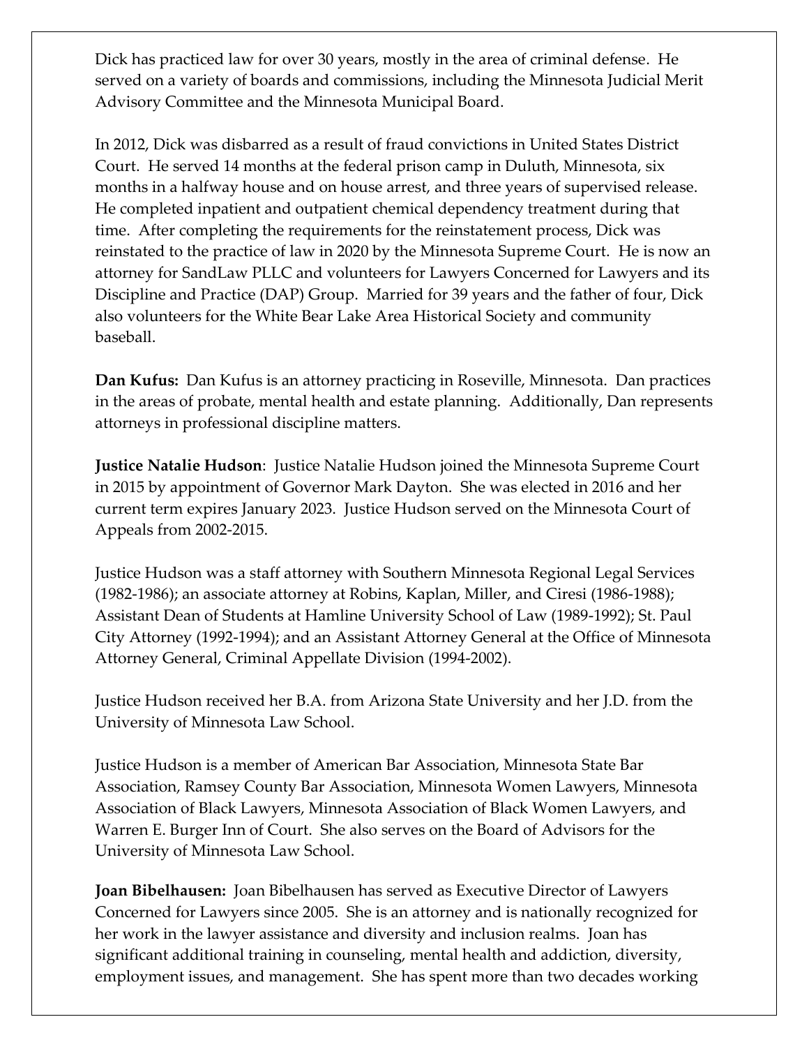Dick has practiced law for over 30 years, mostly in the area of criminal defense. He served on a variety of boards and commissions, including the Minnesota Judicial Merit Advisory Committee and the Minnesota Municipal Board.

In 2012, Dick was disbarred as a result of fraud convictions in United States District Court. He served 14 months at the federal prison camp in Duluth, Minnesota, six months in a halfway house and on house arrest, and three years of supervised release. He completed inpatient and outpatient chemical dependency treatment during that time. After completing the requirements for the reinstatement process, Dick was reinstated to the practice of law in 2020 by the Minnesota Supreme Court. He is now an attorney for SandLaw PLLC and volunteers for Lawyers Concerned for Lawyers and its Discipline and Practice (DAP) Group. Married for 39 years and the father of four, Dick also volunteers for the White Bear Lake Area Historical Society and community baseball.

**Dan Kufus:** Dan Kufus is an attorney practicing in Roseville, Minnesota. Dan practices in the areas of probate, mental health and estate planning. Additionally, Dan represents attorneys in professional discipline matters.

**Justice Natalie Hudson**: Justice Natalie Hudson joined the Minnesota Supreme Court in 2015 by appointment of Governor Mark Dayton. She was elected in 2016 and her current term expires January 2023. Justice Hudson served on the Minnesota Court of Appeals from 2002-2015.

Justice Hudson was a staff attorney with Southern Minnesota Regional Legal Services (1982-1986); an associate attorney at Robins, Kaplan, Miller, and Ciresi (1986-1988); Assistant Dean of Students at Hamline University School of Law (1989-1992); St. Paul City Attorney (1992-1994); and an Assistant Attorney General at the Office of Minnesota Attorney General, Criminal Appellate Division (1994-2002).

Justice Hudson received her B.A. from Arizona State University and her J.D. from the University of Minnesota Law School.

Justice Hudson is a member of American Bar Association, Minnesota State Bar Association, Ramsey County Bar Association, Minnesota Women Lawyers, Minnesota Association of Black Lawyers, Minnesota Association of Black Women Lawyers, and Warren E. Burger Inn of Court. She also serves on the Board of Advisors for the University of Minnesota Law School.

**Joan Bibelhausen:** Joan Bibelhausen has served as Executive Director of Lawyers Concerned for Lawyers since 2005. She is an attorney and is nationally recognized for her work in the lawyer assistance and diversity and inclusion realms. Joan has significant additional training in counseling, mental health and addiction, diversity, employment issues, and management. She has spent more than two decades working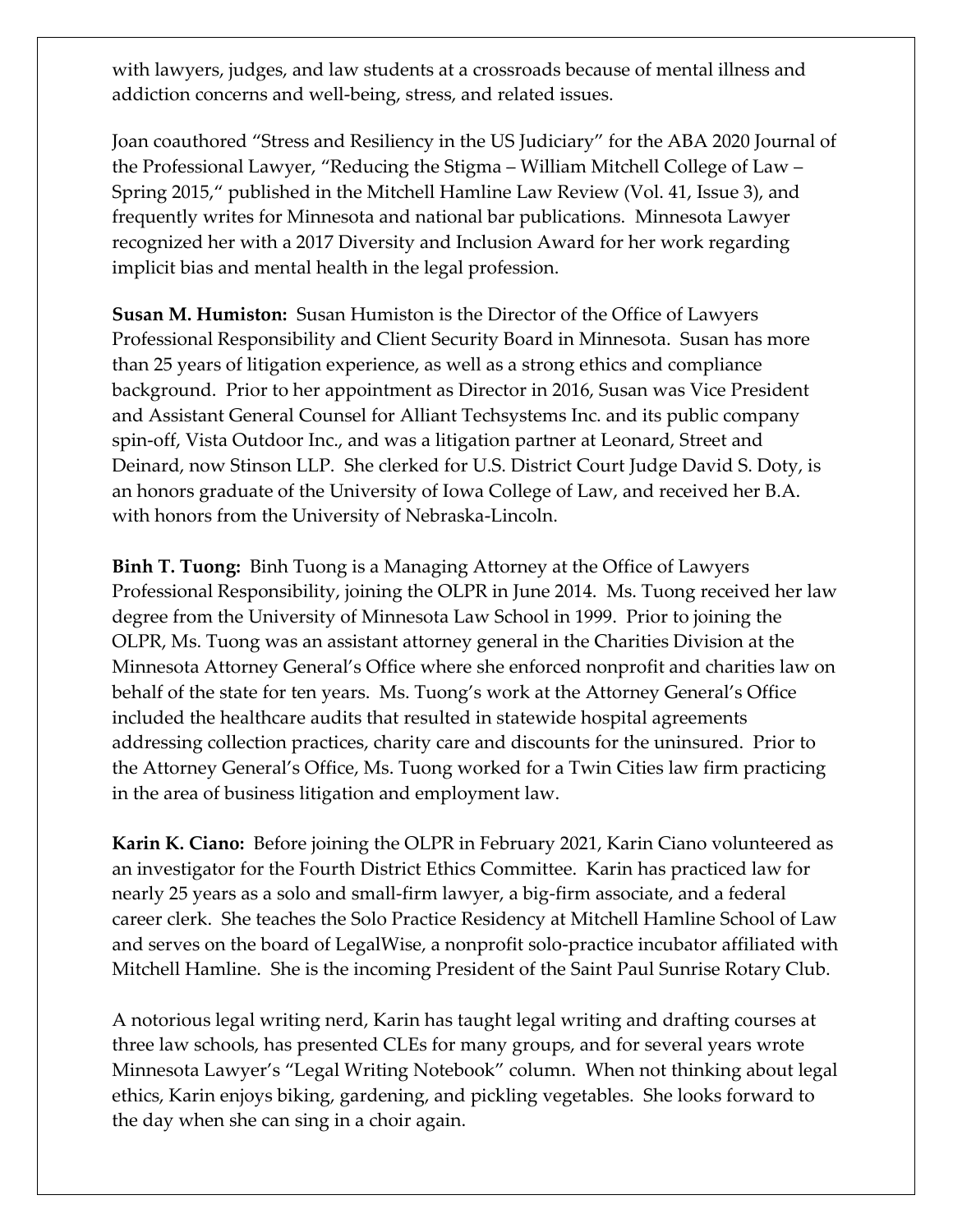with lawyers, judges, and law students at a crossroads because of mental illness and addiction concerns and well-being, stress, and related issues.

Joan coauthored "Stress and Resiliency in the US Judiciary" for the ABA 2020 Journal of the Professional Lawyer, "Reducing the Stigma – William Mitchell College of Law – Spring 2015," published in the Mitchell Hamline Law Review (Vol. 41, Issue 3), and frequently writes for Minnesota and national bar publications. Minnesota Lawyer recognized her with a 2017 Diversity and Inclusion Award for her work regarding implicit bias and mental health in the legal profession.

**Susan M. Humiston:** Susan Humiston is the Director of the Office of Lawyers Professional Responsibility and Client Security Board in Minnesota. Susan has more than 25 years of litigation experience, as well as a strong ethics and compliance background. Prior to her appointment as Director in 2016, Susan was Vice President and Assistant General Counsel for Alliant Techsystems Inc. and its public company spin-off, Vista Outdoor Inc., and was a litigation partner at Leonard, Street and Deinard, now Stinson LLP. She clerked for U.S. District Court Judge David S. Doty, is an honors graduate of the University of Iowa College of Law, and received her B.A. with honors from the University of Nebraska-Lincoln.

**Binh T. Tuong:** Binh Tuong is a Managing Attorney at the Office of Lawyers Professional Responsibility, joining the OLPR in June 2014. Ms. Tuong received her law degree from the University of Minnesota Law School in 1999. Prior to joining the OLPR, Ms. Tuong was an assistant attorney general in the Charities Division at the Minnesota Attorney General's Office where she enforced nonprofit and charities law on behalf of the state for ten years. Ms. Tuong's work at the Attorney General's Office included the healthcare audits that resulted in statewide hospital agreements addressing collection practices, charity care and discounts for the uninsured. Prior to the Attorney General's Office, Ms. Tuong worked for a Twin Cities law firm practicing in the area of business litigation and employment law.

**Karin K. Ciano:** Before joining the OLPR in February 2021, Karin Ciano volunteered as an investigator for the Fourth District Ethics Committee. Karin has practiced law for nearly 25 years as a solo and small-firm lawyer, a big-firm associate, and a federal career clerk. She teaches the Solo Practice Residency at Mitchell Hamline School of Law and serves on the board of LegalWise, a nonprofit solo-practice incubator affiliated with Mitchell Hamline. She is the incoming President of the Saint Paul Sunrise Rotary Club.

A notorious legal writing nerd, Karin has taught legal writing and drafting courses at three law schools, has presented CLEs for many groups, and for several years wrote Minnesota Lawyer's "Legal Writing Notebook" column. When not thinking about legal ethics, Karin enjoys biking, gardening, and pickling vegetables. She looks forward to the day when she can sing in a choir again.